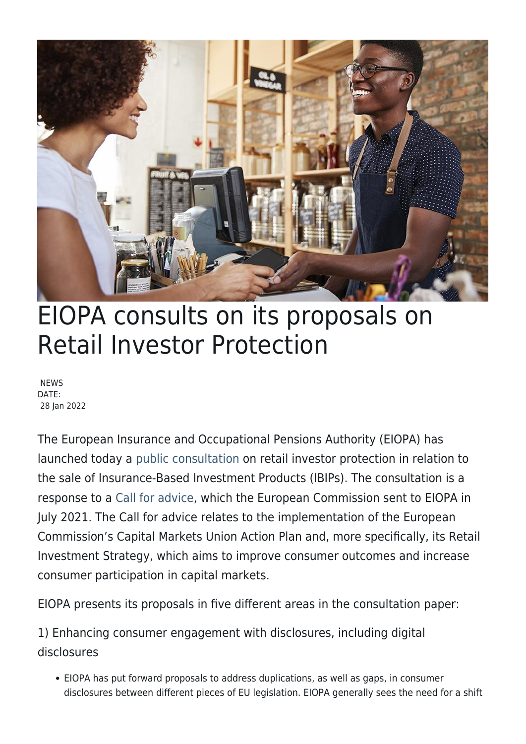# EIOPA consults on its proposals on Retail Investor Protection

NEWS
DATE:
28 Jan 2022

The European Insurance and Occupational Pensions Authority (EIOPA) has launched today a public consultation on retail investor protection in relation to the sale of Insurance-Based Investment Products (IBIPs). The consultation is a response to a Call for advice, which the European Commission sent to EIOPA in July 2021. The Call for advice relates to the implementation of the European Commission's Capital Markets Union Action Plan and, more specifically, its Retail Investment Strategy, which aims to improve consumer outcomes and increase consumer participation in capital markets.

EIOPA presents its proposals in five different areas in the consultation paper:

1) Enhancing consumer engagement with disclosures, including digital disclosures

- EIOPA has put forward proposals to address duplications, as well as gaps, in consumer disclosures between different pieces of EU legislation. EIOPA generally sees the need for a shift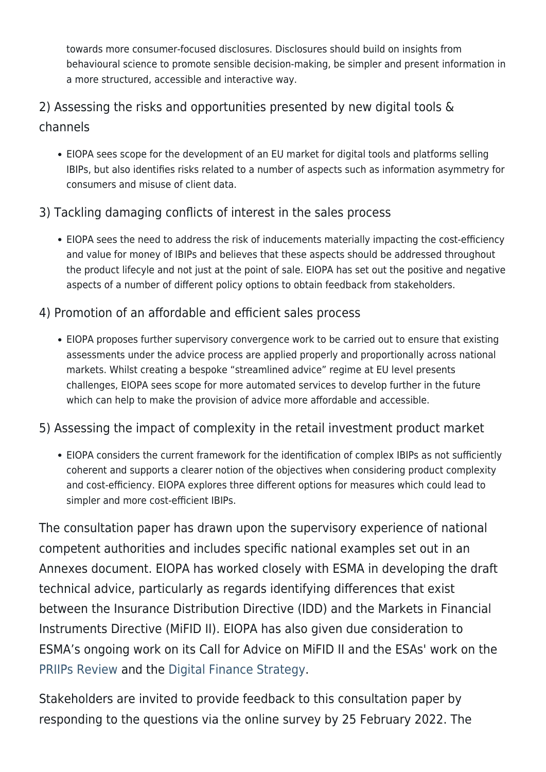towards more consumer-focused disclosures. Disclosures should build on insights from behavioural science to promote sensible decision-making, be simpler and present information in a more structured, accessible and interactive way.

### 2) Assessing the risks and opportunities presented by new digital tools & channels

- EIOPA sees scope for the development of an EU market for digital tools and platforms selling IBIPs, but also identifies risks related to a number of aspects such as information asymmetry for consumers and misuse of client data.

### 3) Tackling damaging conflicts of interest in the sales process

- EIOPA sees the need to address the risk of inducements materially impacting the cost-efficiency and value for money of IBIPs and believes that these aspects should be addressed throughout the product lifecyle and not just at the point of sale. EIOPA has set out the positive and negative aspects of a number of different policy options to obtain feedback from stakeholders.

### 4) Promotion of an affordable and efficient sales process

- EIOPA proposes further supervisory convergence work to be carried out to ensure that existing assessments under the advice process are applied properly and proportionally across national markets. Whilst creating a bespoke "streamlined advice" regime at EU level presents challenges, EIOPA sees scope for more automated services to develop further in the future which can help to make the provision of advice more affordable and accessible.

### 5) Assessing the impact of complexity in the retail investment product market

- EIOPA considers the current framework for the identification of complex IBIPs as not sufficiently coherent and supports a clearer notion of the objectives when considering product complexity and cost-efficiency. EIOPA explores three different options for measures which could lead to simpler and more cost-efficient IBIPs.

The consultation paper has drawn upon the supervisory experience of national competent authorities and includes specific national examples set out in an Annexes document. EIOPA has worked closely with ESMA in developing the draft technical advice, particularly as regards identifying differences that exist between the Insurance Distribution Directive (IDD) and the Markets in Financial Instruments Directive (MiFID II). EIOPA has also given due consideration to ESMA's ongoing work on its Call for Advice on MiFID II and the ESAs' work on the PRIIPs Review and the Digital Finance Strategy.

Stakeholders are invited to provide feedback to this consultation paper by responding to the questions via the online survey by 25 February 2022. The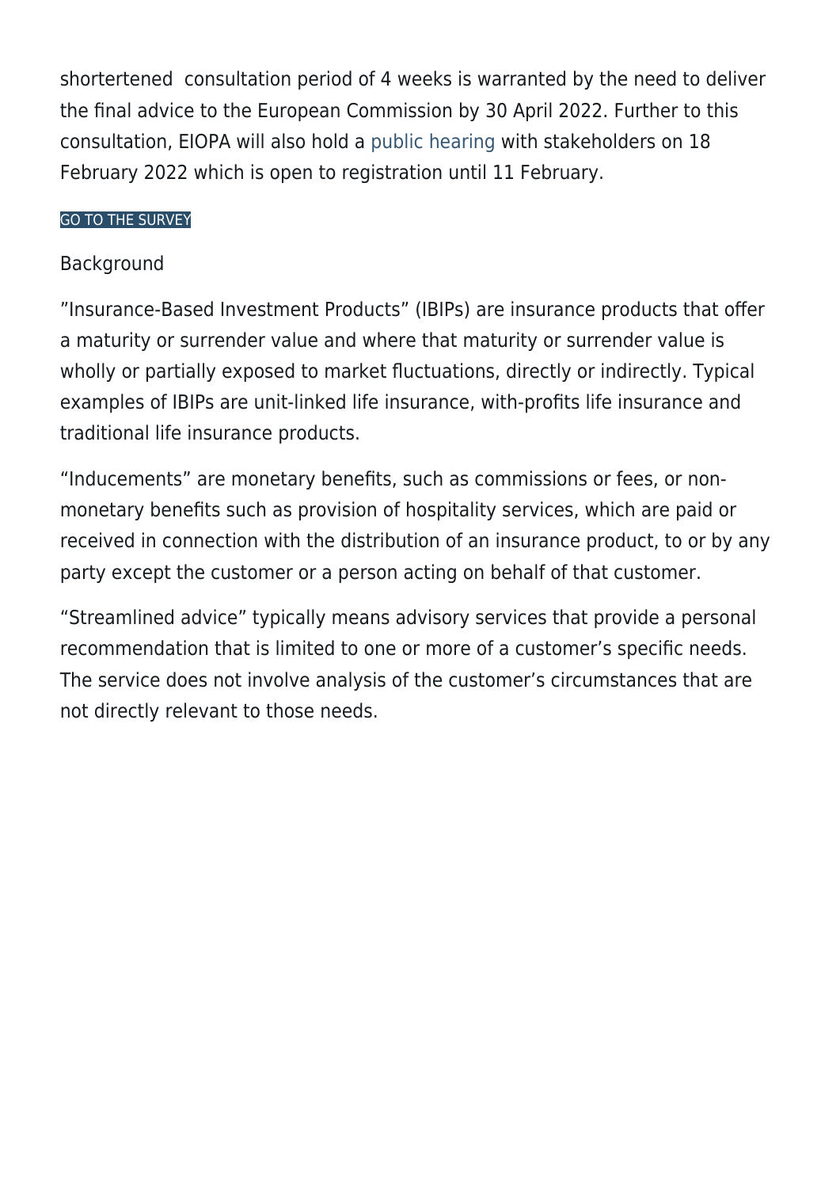shortertened  consultation period of 4 weeks is warranted by the need to deliver the final advice to the European Commission by 30 April 2022. Further to this consultation, EIOPA will also hold a public hearing with stakeholders on 18 February 2022 which is open to registration until 11 February.

GO TO THE SURVEY

## Background

"Insurance-Based Investment Products" (IBIPs) are insurance products that offer a maturity or surrender value and where that maturity or surrender value is wholly or partially exposed to market fluctuations, directly or indirectly. Typical examples of IBIPs are unit-linked life insurance, with-profits life insurance and traditional life insurance products.

"Inducements" are monetary benefits, such as commissions or fees, or non-monetary benefits such as provision of hospitality services, which are paid or received in connection with the distribution of an insurance product, to or by any party except the customer or a person acting on behalf of that customer.

"Streamlined advice" typically means advisory services that provide a personal recommendation that is limited to one or more of a customer's specific needs. The service does not involve analysis of the customer's circumstances that are not directly relevant to those needs.